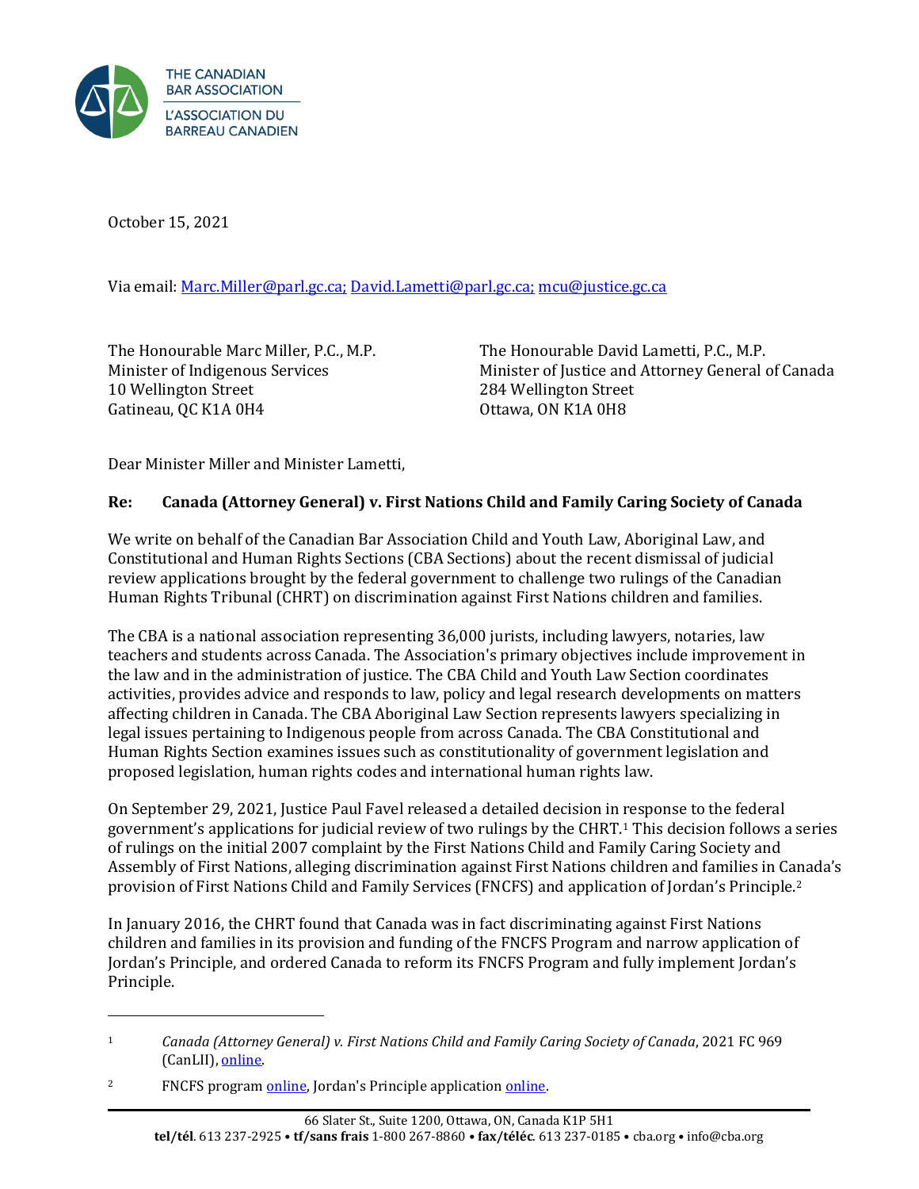THE CANADIAN BAR ASSOCIATION
L'ASSOCIATION DU BARREAU CANADIEN

October 15, 2021

Via email: Marc.Miller@parl.gc.ca; David.Lametti@parl.gc.ca; mcu@justice.gc.ca

The Honourable Marc Miller, P.C., M.P.
Minister of Indigenous Services
10 Wellington Street
Gatineau, QC K1A 0H4

The Honourable David Lametti, P.C., M.P.
Minister of Justice and Attorney General of Canada
284 Wellington Street
Ottawa, ON K1A 0H8

Dear Minister Miller and Minister Lametti,

**Re: Canada (Attorney General) v. First Nations Child and Family Caring Society of Canada**

We write on behalf of the Canadian Bar Association Child and Youth Law, Aboriginal Law, and Constitutional and Human Rights Sections (CBA Sections) about the recent dismissal of judicial review applications brought by the federal government to challenge two rulings of the Canadian Human Rights Tribunal (CHRT) on discrimination against First Nations children and families.

The CBA is a national association representing 36,000 jurists, including lawyers, notaries, law teachers and students across Canada. The Association's primary objectives include improvement in the law and in the administration of justice. The CBA Child and Youth Law Section coordinates activities, provides advice and responds to law, policy and legal research developments on matters affecting children in Canada. The CBA Aboriginal Law Section represents lawyers specializing in legal issues pertaining to Indigenous people from across Canada. The CBA Constitutional and Human Rights Section examines issues such as constitutionality of government legislation and proposed legislation, human rights codes and international human rights law.

On September 29, 2021, Justice Paul Favel released a detailed decision in response to the federal government's applications for judicial review of two rulings by the CHRT.[1] This decision follows a series of rulings on the initial 2007 complaint by the First Nations Child and Family Caring Society and Assembly of First Nations, alleging discrimination against First Nations children and families in Canada's provision of First Nations Child and Family Services (FNCFS) and application of Jordan's Principle.[2]

In January 2016, the CHRT found that Canada was in fact discriminating against First Nations children and families in its provision and funding of the FNCFS Program and narrow application of Jordan's Principle, and ordered Canada to reform its FNCFS Program and fully implement Jordan's Principle.

---

[1] *Canada (Attorney General) v. First Nations Child and Family Caring Society of Canada*, 2021 FC 969 (CanLII), online.

[2] FNCFS program online, Jordan's Principle application online.

66 Slater St., Suite 1200, Ottawa, ON, Canada K1P 5H1
**tel/tél**. 613 237-2925 • **tf/sans frais** 1-800 267-8860 • **fax/téléc**. 613 237-0185 • cba.org • info@cba.org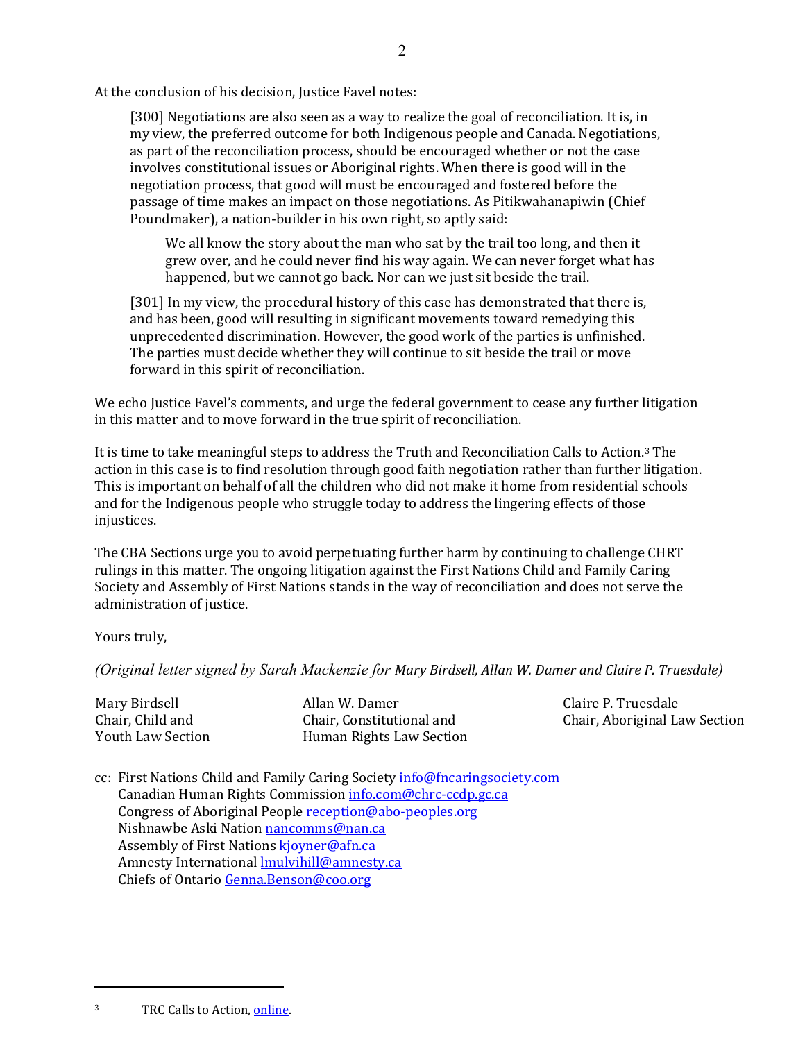At the conclusion of his decision, Justice Favel notes:

> [300] Negotiations are also seen as a way to realize the goal of reconciliation. It is, in my view, the preferred outcome for both Indigenous people and Canada. Negotiations, as part of the reconciliation process, should be encouraged whether or not the case involves constitutional issues or Aboriginal rights. When there is good will in the negotiation process, that good will must be encouraged and fostered before the passage of time makes an impact on those negotiations. As Pitikwahanapiwin (Chief Poundmaker), a nation-builder in his own right, so aptly said:
>
> > We all know the story about the man who sat by the trail too long, and then it grew over, and he could never find his way again. We can never forget what has happened, but we cannot go back. Nor can we just sit beside the trail.
>
> [301] In my view, the procedural history of this case has demonstrated that there is, and has been, good will resulting in significant movements toward remedying this unprecedented discrimination. However, the good work of the parties is unfinished. The parties must decide whether they will continue to sit beside the trail or move forward in this spirit of reconciliation.

We echo Justice Favel's comments, and urge the federal government to cease any further litigation in this matter and to move forward in the true spirit of reconciliation.

It is time to take meaningful steps to address the Truth and Reconciliation Calls to Action.[3] The action in this case is to find resolution through good faith negotiation rather than further litigation. This is important on behalf of all the children who did not make it home from residential schools and for the Indigenous people who struggle today to address the lingering effects of those injustices.

The CBA Sections urge you to avoid perpetuating further harm by continuing to challenge CHRT rulings in this matter. The ongoing litigation against the First Nations Child and Family Caring Society and Assembly of First Nations stands in the way of reconciliation and does not serve the administration of justice.

Yours truly,

*(Original letter signed by Sarah Mackenzie for Mary Birdsell, Allan W. Damer and Claire P. Truesdale)*

| | | |
|---|---|---|
| Mary Birdsell<br>Chair, Child and Youth Law Section | Allan W. Damer<br>Chair, Constitutional and Human Rights Law Section | Claire P. Truesdale<br>Chair, Aboriginal Law Section |

cc: First Nations Child and Family Caring Society info@fncaringsociety.com
Canadian Human Rights Commission info.com@chrc-ccdp.gc.ca
Congress of Aboriginal People reception@abo-peoples.org
Nishnawbe Aski Nation nancomms@nan.ca
Assembly of First Nations kjoyner@afn.ca
Amnesty International lmulvihill@amnesty.ca
Chiefs of Ontario Genna.Benson@coo.org

---

[3] TRC Calls to Action, online.